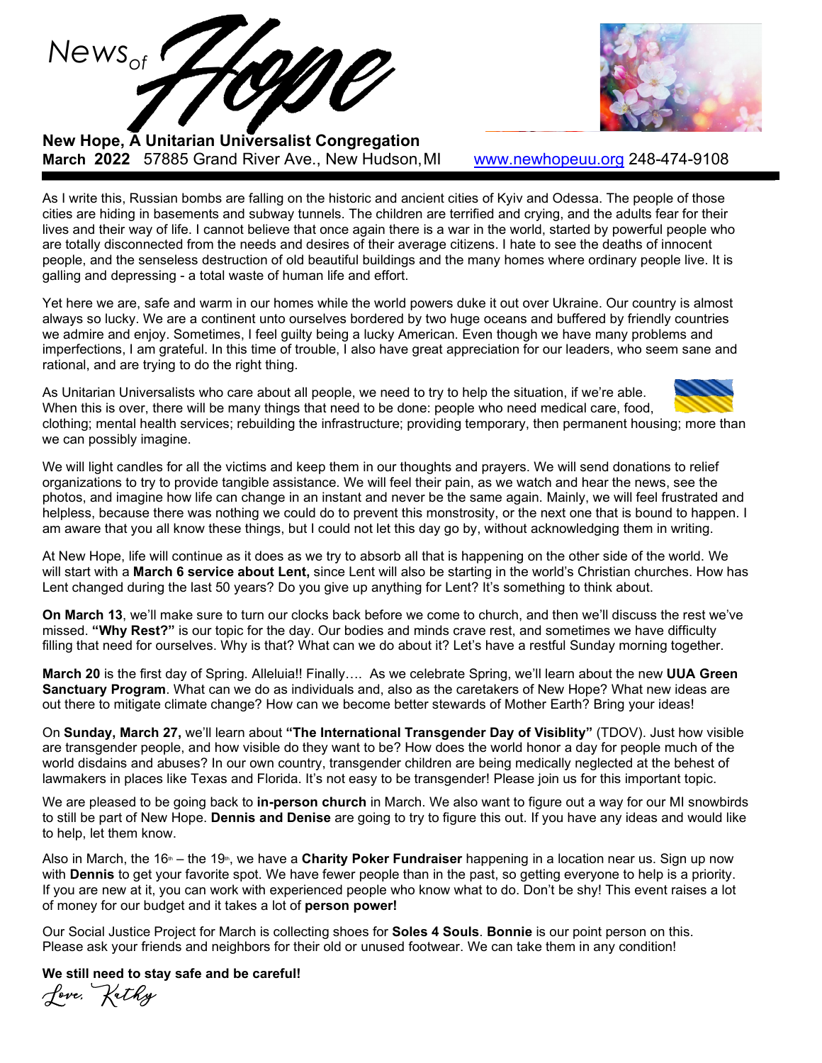# News of Hope

**New Hope, A Unitarian Universalist Congregation**
**March 2022** 57885 Grand River Ave., New Hudson, MI www.newhopeuu.org 248-474-9108

As I write this, Russian bombs are falling on the historic and ancient cities of Kyiv and Odessa. The people of those cities are hiding in basements and subway tunnels. The children are terrified and crying, and the adults fear for their lives and their way of life. I cannot believe that once again there is a war in the world, started by powerful people who are totally disconnected from the needs and desires of their average citizens. I hate to see the deaths of innocent people, and the senseless destruction of old beautiful buildings and the many homes where ordinary people live. It is galling and depressing - a total waste of human life and effort.

Yet here we are, safe and warm in our homes while the world powers duke it out over Ukraine. Our country is almost always so lucky. We are a continent unto ourselves bordered by two huge oceans and buffered by friendly countries we admire and enjoy. Sometimes, I feel guilty being a lucky American. Even though we have many problems and imperfections, I am grateful. In this time of trouble, I also have great appreciation for our leaders, who seem sane and rational, and are trying to do the right thing.

As Unitarian Universalists who care about all people, we need to try to help the situation, if we're able. When this is over, there will be many things that need to be done: people who need medical care, food, clothing; mental health services; rebuilding the infrastructure; providing temporary, then permanent housing; more than we can possibly imagine.

We will light candles for all the victims and keep them in our thoughts and prayers. We will send donations to relief organizations to try to provide tangible assistance. We will feel their pain, as we watch and hear the news, see the photos, and imagine how life can change in an instant and never be the same again. Mainly, we will feel frustrated and helpless, because there was nothing we could do to prevent this monstrosity, or the next one that is bound to happen. I am aware that you all know these things, but I could not let this day go by, without acknowledging them in writing.

At New Hope, life will continue as it does as we try to absorb all that is happening on the other side of the world. We will start with a **March 6 service about Lent,** since Lent will also be starting in the world's Christian churches. How has Lent changed during the last 50 years? Do you give up anything for Lent? It's something to think about.

**On March 13**, we'll make sure to turn our clocks back before we come to church, and then we'll discuss the rest we've missed. **"Why Rest?"** is our topic for the day. Our bodies and minds crave rest, and sometimes we have difficulty filling that need for ourselves. Why is that? What can we do about it? Let's have a restful Sunday morning together.

**March 20** is the first day of Spring. Alleluia!! Finally…. As we celebrate Spring, we'll learn about the new **UUA Green Sanctuary Program**. What can we do as individuals and, also as the caretakers of New Hope? What new ideas are out there to mitigate climate change? How can we become better stewards of Mother Earth? Bring your ideas!

On **Sunday, March 27,** we'll learn about **"The International Transgender Day of Visiblity"** (TDOV). Just how visible are transgender people, and how visible do they want to be? How does the world honor a day for people much of the world disdains and abuses? In our own country, transgender children are being medically neglected at the behest of lawmakers in places like Texas and Florida. It's not easy to be transgender! Please join us for this important topic.

We are pleased to be going back to **in-person church** in March. We also want to figure out a way for our MI snowbirds to still be part of New Hope. **Dennis and Denise** are going to try to figure this out. If you have any ideas and would like to help, let them know.

Also in March, the 16th – the 19th, we have a **Charity Poker Fundraiser** happening in a location near us. Sign up now with **Dennis** to get your favorite spot. We have fewer people than in the past, so getting everyone to help is a priority. If you are new at it, you can work with experienced people who know what to do. Don't be shy! This event raises a lot of money for our budget and it takes a lot of **person power!**

Our Social Justice Project for March is collecting shoes for **Soles 4 Souls**. **Bonnie** is our point person on this. Please ask your friends and neighbors for their old or unused footwear. We can take them in any condition!

**We still need to stay safe and be careful!**

*Love, Kathy*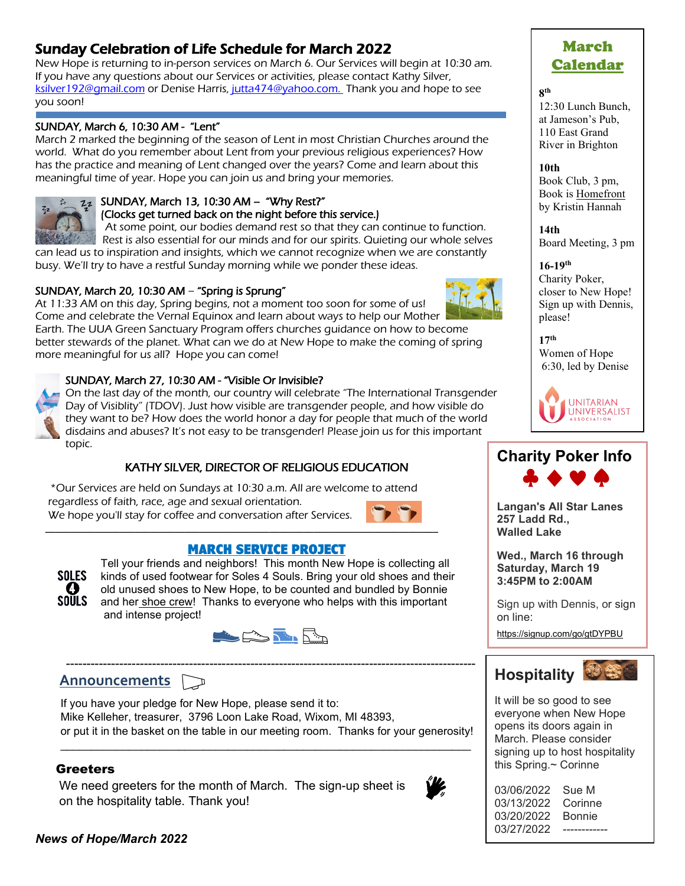## Sunday Celebration of Life Schedule for March 2022

New Hope is returning to in-person services on March 6. Our Services will begin at 10:30 am. If you have any questions about our Services or activities, please contact Kathy Silver, ksilver192@gmail.com or Denise Harris, jutta474@yahoo.com. Thank you and hope to see you soon!

**SUNDAY, March 6, 10:30 AM - "Lent"**
March 2 marked the beginning of the season of Lent in most Christian Churches around the world. What do you remember about Lent from your previous religious experiences? How has the practice and meaning of Lent changed over the years? Come and learn about this meaningful time of year. Hope you can join us and bring your memories.

**SUNDAY, March 13, 10:30 AM – "Why Rest?"**
**(Clocks get turned back on the night before this service.)**
At some point, our bodies demand rest so that they can continue to function. Rest is also essential for our minds and for our spirits. Quieting our whole selves can lead us to inspiration and insights, which we cannot recognize when we are constantly busy. We'll try to have a restful Sunday morning while we ponder these ideas.

**SUNDAY, March 20, 10:30 AM – "Spring is Sprung"**
At 11:33 AM on this day, Spring begins, not a moment too soon for some of us! Come and celebrate the Vernal Equinox and learn about ways to help our Mother Earth. The UUA Green Sanctuary Program offers churches guidance on how to become better stewards of the planet. What can we do at New Hope to make the coming of spring more meaningful for us all? Hope you can come!

**SUNDAY, March 27, 10:30 AM - "Visible Or Invisible?**
On the last day of the month, our country will celebrate "The International Transgender Day of Visiblity" (TDOV). Just how visible are transgender people, and how visible do they want to be? How does the world honor a day for people that much of the world disdains and abuses? It's not easy to be transgender! Please join us for this important topic.

KATHY SILVER, DIRECTOR OF RELIGIOUS EDUCATION

*Our Services are held on Sundays at 10:30 a.m. All are welcome to attend regardless of faith, race, age and sexual orientation.
We hope you'll stay for coffee and conversation after Services.

## MARCH SERVICE PROJECT

SOLES 4 SOULS

Tell your friends and neighbors! This month New Hope is collecting all kinds of used footwear for Soles 4 Souls. Bring your old shoes and their old unused shoes to New Hope, to be counted and bundled by Bonnie and her shoe crew! Thanks to everyone who helps with this important and intense project!

## Announcements

If you have your pledge for New Hope, please send it to:
Mike Kelleher, treasurer, 3796 Loon Lake Road, Wixom, MI 48393,
or put it in the basket on the table in our meeting room. Thanks for your generosity!

### Greeters

We need greeters for the month of March. The sign-up sheet is on the hospitality table. Thank you!

## March Calendar

**8th**
12:30 Lunch Bunch, at Jameson's Pub, 110 East Grand River in Brighton

**10th**
Book Club, 3 pm, Book is Homefront by Kristin Hannah

**14th**
Board Meeting, 3 pm

**16-19th**
Charity Poker, closer to New Hope! Sign up with Dennis, please!

**17th**
Women of Hope 6:30, led by Denise

UNITARIAN UNIVERSALIST ASSOCIATION

## Charity Poker Info

♣ ♦ ♥ ♠

**Langan's All Star Lanes**
**257 Ladd Rd.,**
**Walled Lake**

**Wed., March 16 through Saturday, March 19**
**3:45PM to 2:00AM**

Sign up with Dennis, or sign on line:
https://signup.com/go/gtDYPBU

## Hospitality

It will be so good to see everyone when New Hope opens its doors again in March. Please consider signing up to host hospitality this Spring.~ Corinne

| | |
|---|---|
| 03/06/2022 | Sue M |
| 03/13/2022 | Corinne |
| 03/20/2022 | Bonnie |
| 03/27/2022 | ------------ |

*News of Hope/March 2022*